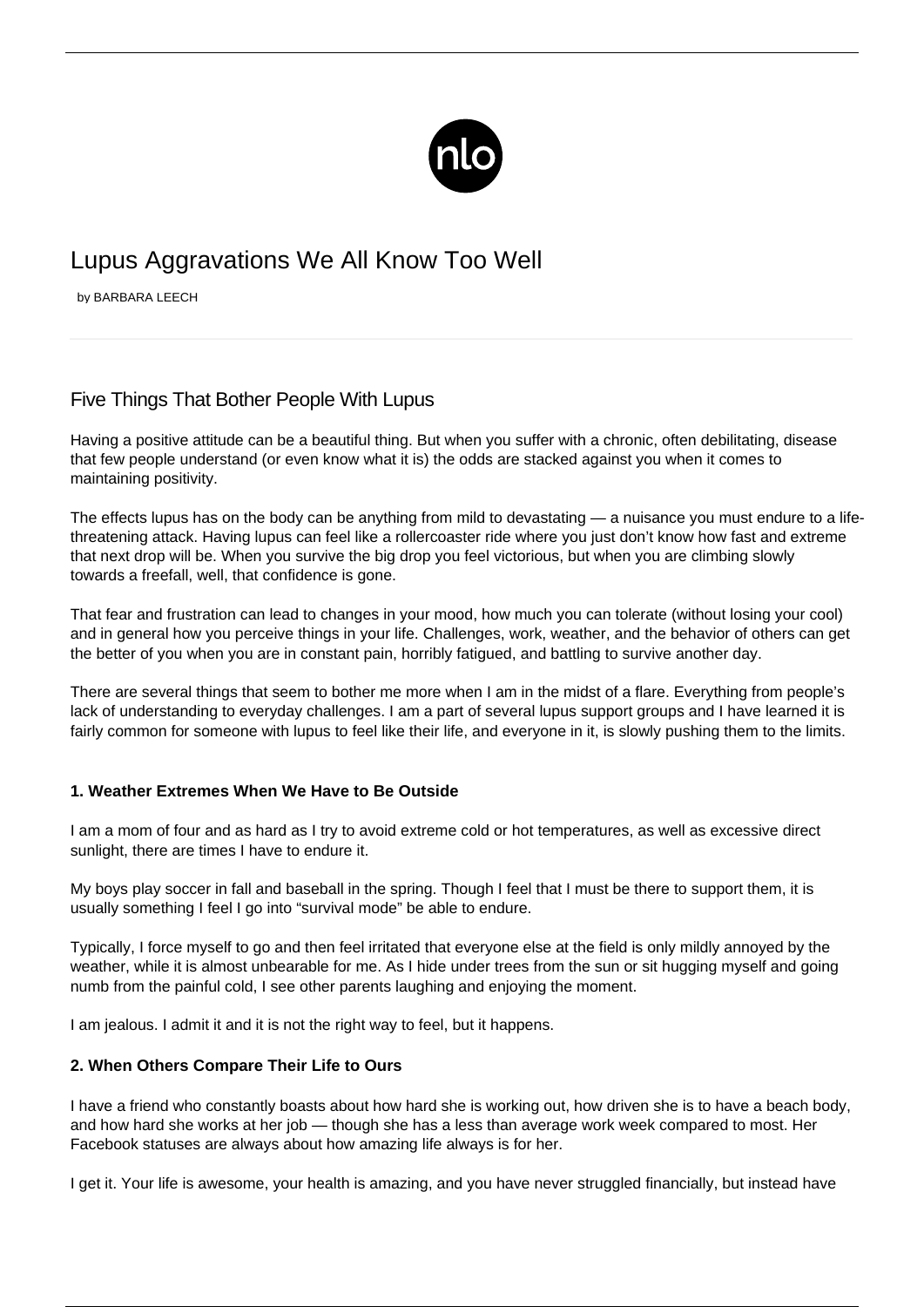# Lupus Aggravations We All Know Too Well

by BARBARA LEECH

## Five Things That Bother People With Lupus

Having a positive attitude can be a beautiful thing. But when you suffer with a chronic, often debilitating, disease that few people understand (or even know what it is) the odds are stacked against you when it comes to maintaining positivity.

The effects lupus has on the body can be anything from mild to devastating — a nuisance you must endure to a life-threatening attack. Having lupus can feel like a rollercoaster ride where you just don't know how fast and extreme that next drop will be. When you survive the big drop you feel victorious, but when you are climbing slowly towards a freefall, well, that confidence is gone.

That fear and frustration can lead to changes in your mood, how much you can tolerate (without losing your cool) and in general how you perceive things in your life. Challenges, work, weather, and the behavior of others can get the better of you when you are in constant pain, horribly fatigued, and battling to survive another day.

There are several things that seem to bother me more when I am in the midst of a flare. Everything from people's lack of understanding to everyday challenges. I am a part of several lupus support groups and I have learned it is fairly common for someone with lupus to feel like their life, and everyone in it, is slowly pushing them to the limits.

#### 1. Weather Extremes When We Have to Be Outside

I am a mom of four and as hard as I try to avoid extreme cold or hot temperatures, as well as excessive direct sunlight, there are times I have to endure it.

My boys play soccer in fall and baseball in the spring. Though I feel that I must be there to support them, it is usually something I feel I go into "survival mode" be able to endure.

Typically, I force myself to go and then feel irritated that everyone else at the field is only mildly annoyed by the weather, while it is almost unbearable for me. As I hide under trees from the sun or sit hugging myself and going numb from the painful cold, I see other parents laughing and enjoying the moment.

I am jealous. I admit it and it is not the right way to feel, but it happens.

#### 2. When Others Compare Their Life to Ours

I have a friend who constantly boasts about how hard she is working out, how driven she is to have a beach body, and how hard she works at her job — though she has a less than average work week compared to most. Her Facebook statuses are always about how amazing life always is for her.

I get it. Your life is awesome, your health is amazing, and you have never struggled financially, but instead have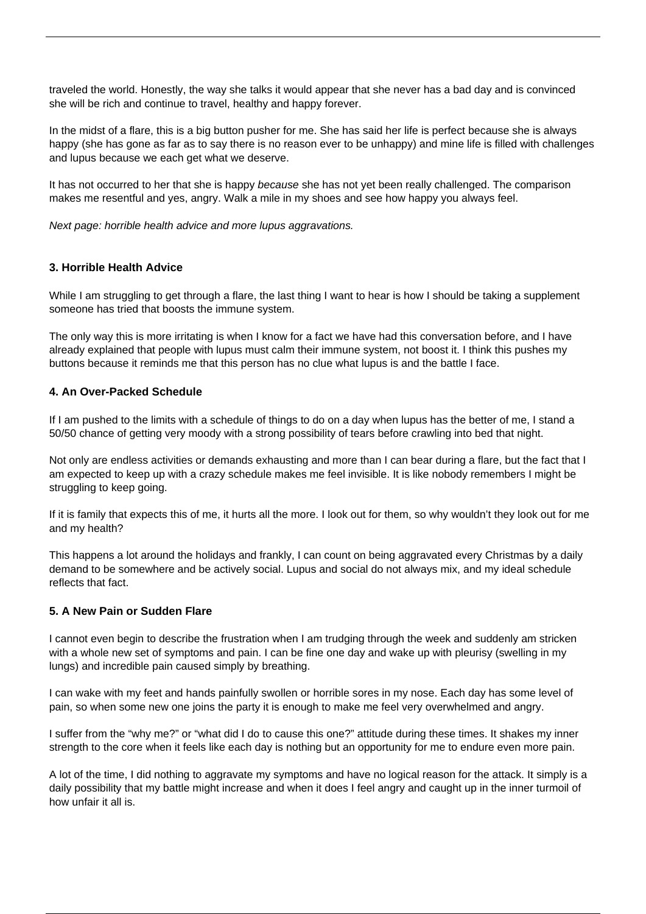traveled the world. Honestly, the way she talks it would appear that she never has a bad day and is convinced she will be rich and continue to travel, healthy and happy forever.

In the midst of a flare, this is a big button pusher for me. She has said her life is perfect because she is always happy (she has gone as far as to say there is no reason ever to be unhappy) and mine life is filled with challenges and lupus because we each get what we deserve.

It has not occurred to her that she is happy *because* she has not yet been really challenged. The comparison makes me resentful and yes, angry. Walk a mile in my shoes and see how happy you always feel.

*Next page: horrible health advice and more lupus aggravations.*

### 3. Horrible Health Advice

While I am struggling to get through a flare, the last thing I want to hear is how I should be taking a supplement someone has tried that boosts the immune system.

The only way this is more irritating is when I know for a fact we have had this conversation before, and I have already explained that people with lupus must calm their immune system, not boost it. I think this pushes my buttons because it reminds me that this person has no clue what lupus is and the battle I face.

### 4. An Over-Packed Schedule

If I am pushed to the limits with a schedule of things to do on a day when lupus has the better of me, I stand a 50/50 chance of getting very moody with a strong possibility of tears before crawling into bed that night.

Not only are endless activities or demands exhausting and more than I can bear during a flare, but the fact that I am expected to keep up with a crazy schedule makes me feel invisible. It is like nobody remembers I might be struggling to keep going.

If it is family that expects this of me, it hurts all the more. I look out for them, so why wouldn't they look out for me and my health?

This happens a lot around the holidays and frankly, I can count on being aggravated every Christmas by a daily demand to be somewhere and be actively social. Lupus and social do not always mix, and my ideal schedule reflects that fact.

### 5. A New Pain or Sudden Flare

I cannot even begin to describe the frustration when I am trudging through the week and suddenly am stricken with a whole new set of symptoms and pain. I can be fine one day and wake up with pleurisy (swelling in my lungs) and incredible pain caused simply by breathing.

I can wake with my feet and hands painfully swollen or horrible sores in my nose. Each day has some level of pain, so when some new one joins the party it is enough to make me feel very overwhelmed and angry.

I suffer from the "why me?" or "what did I do to cause this one?" attitude during these times. It shakes my inner strength to the core when it feels like each day is nothing but an opportunity for me to endure even more pain.

A lot of the time, I did nothing to aggravate my symptoms and have no logical reason for the attack. It simply is a daily possibility that my battle might increase and when it does I feel angry and caught up in the inner turmoil of how unfair it all is.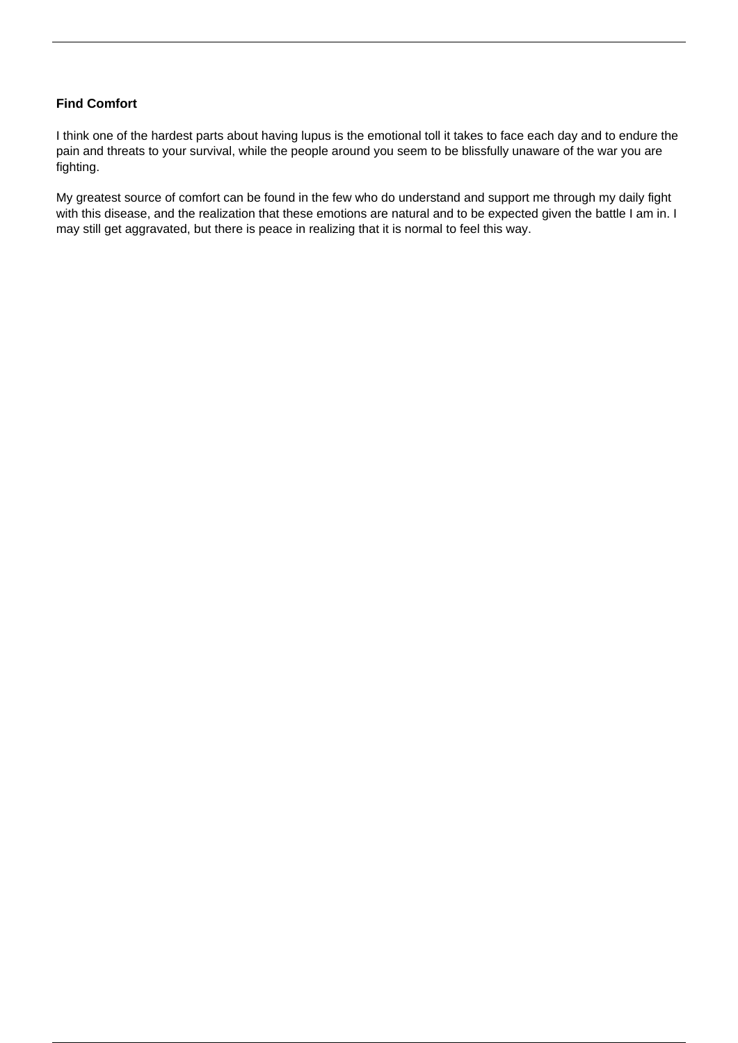**Find Comfort**

I think one of the hardest parts about having lupus is the emotional toll it takes to face each day and to endure the pain and threats to your survival, while the people around you seem to be blissfully unaware of the war you are fighting.

My greatest source of comfort can be found in the few who do understand and support me through my daily fight with this disease, and the realization that these emotions are natural and to be expected given the battle I am in. I may still get aggravated, but there is peace in realizing that it is normal to feel this way.